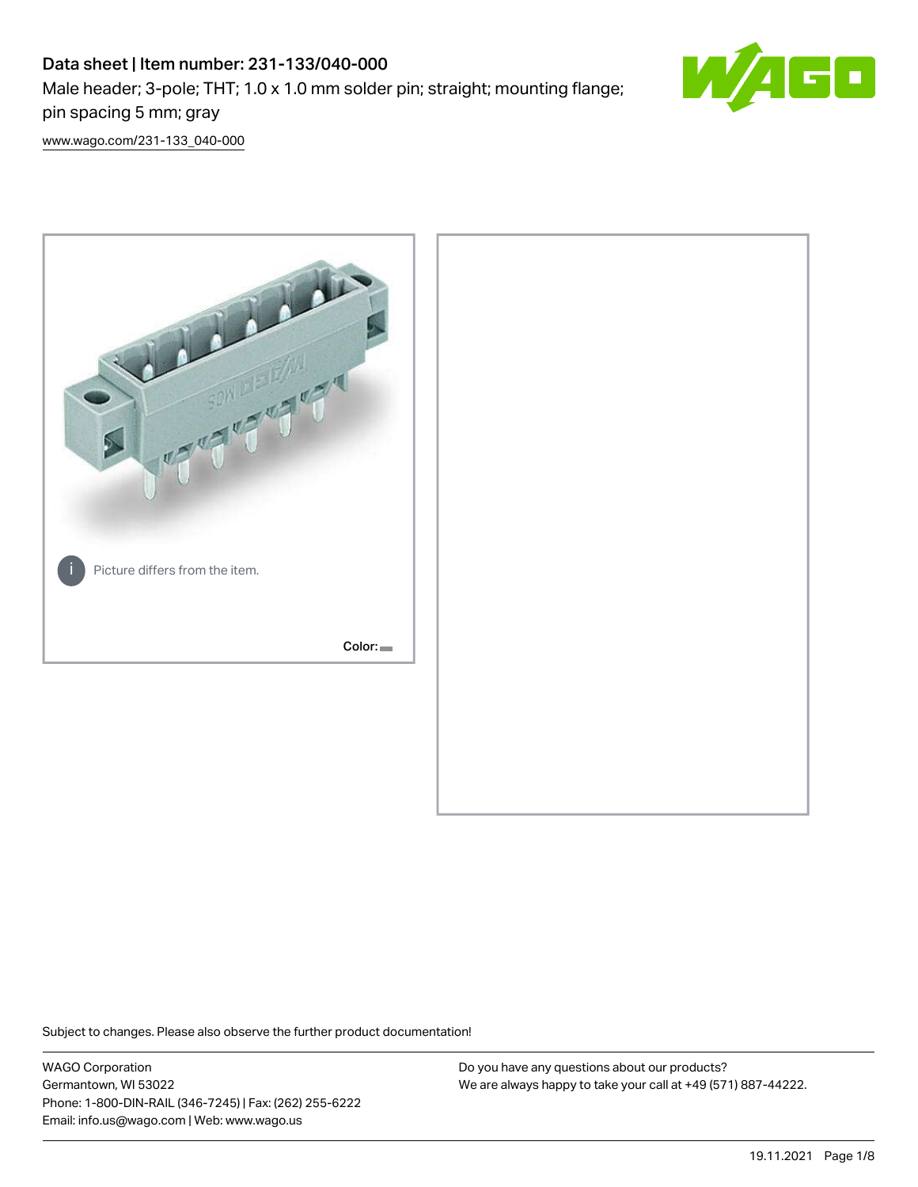# Data sheet | Item number: 231-133/040-000

Male header; 3-pole; THT; 1.0 x 1.0 mm solder pin; straight; mounting flange; pin spacing 5 mm; gray

www.wago.com/231-133_040-000

Picture differs from the item.

Color:

Subject to changes. Please also observe the further product documentation!

WAGO Corporation
Germantown, WI 53022
Phone: 1-800-DIN-RAIL (346-7245) | Fax: (262) 255-6222
Email: info.us@wago.com | Web: www.wago.us

Do you have any questions about our products?
We are always happy to take your call at +49 (571) 887-44222.

19.11.2021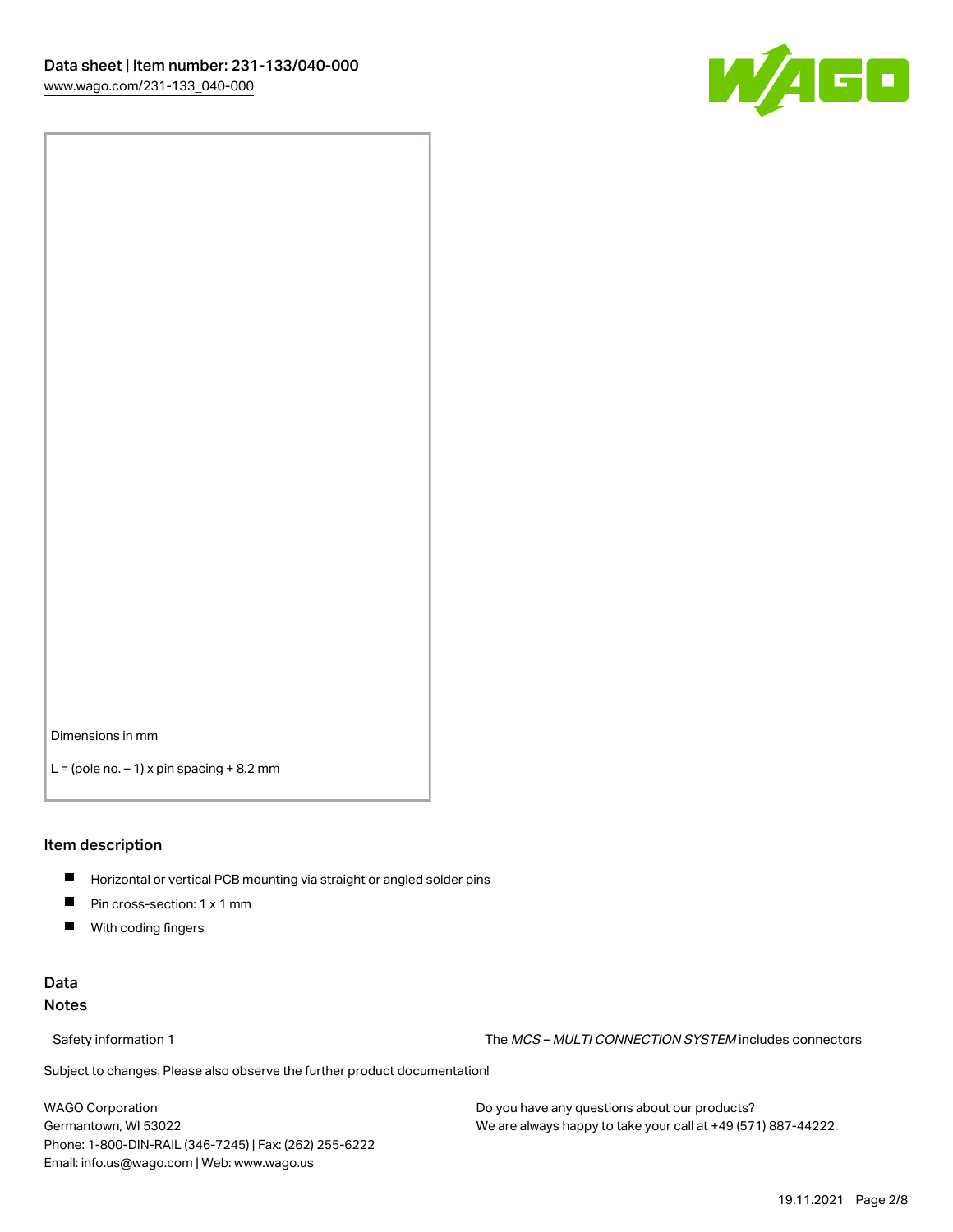Dimensions in mm

L = (pole no. – 1) x pin spacing + 8.2 mm

## Item description

- Horizontal or vertical PCB mounting via straight or angled solder pins
- Pin cross-section: 1 x 1 mm
- With coding fingers

## Data

### Notes

Safety information 1 — The *MCS – MULTI CONNECTION SYSTEM* includes connectors

Subject to changes. Please also observe the further product documentation!

WAGO Corporation
Germantown, WI 53022
Phone: 1-800-DIN-RAIL (346-7245) | Fax: (262) 255-6222
Email: info.us@wago.com | Web: www.wago.us

Do you have any questions about our products?
We are always happy to take your call at +49 (571) 887-44222.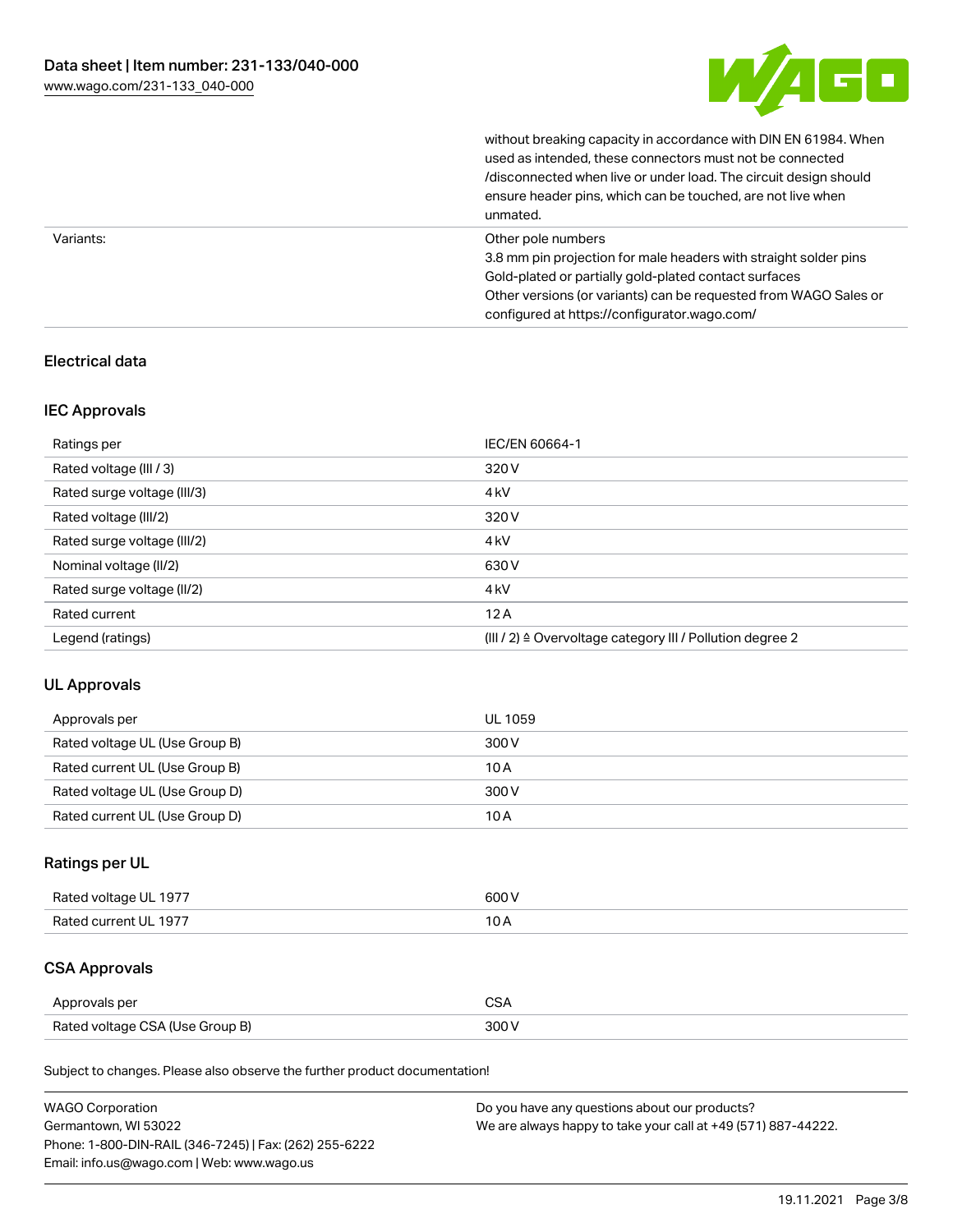| | |
|---|---|
| | without breaking capacity in accordance with DIN EN 61984. When used as intended, these connectors must not be connected /disconnected when live or under load. The circuit design should ensure header pins, which can be touched, are not live when unmated. |
| Variants: | Other pole numbers<br>3.8 mm pin projection for male headers with straight solder pins<br>Gold-plated or partially gold-plated contact surfaces<br>Other versions (or variants) can be requested from WAGO Sales or configured at https://configurator.wago.com/ |

## Electrical data

### IEC Approvals

| | |
|---|---|
| Ratings per | IEC/EN 60664-1 |
| Rated voltage (III / 3) | 320 V |
| Rated surge voltage (III/3) | 4 kV |
| Rated voltage (III/2) | 320 V |
| Rated surge voltage (III/2) | 4 kV |
| Nominal voltage (II/2) | 630 V |
| Rated surge voltage (II/2) | 4 kV |
| Rated current | 12 A |
| Legend (ratings) | (III / 2) ≙ Overvoltage category III / Pollution degree 2 |

### UL Approvals

| | |
|---|---|
| Approvals per | UL 1059 |
| Rated voltage UL (Use Group B) | 300 V |
| Rated current UL (Use Group B) | 10 A |
| Rated voltage UL (Use Group D) | 300 V |
| Rated current UL (Use Group D) | 10 A |

### Ratings per UL

| | |
|---|---|
| Rated voltage UL 1977 | 600 V |
| Rated current UL 1977 | 10 A |

### CSA Approvals

| | |
|---|---|
| Approvals per | CSA |
| Rated voltage CSA (Use Group B) | 300 V |

Subject to changes. Please also observe the further product documentation!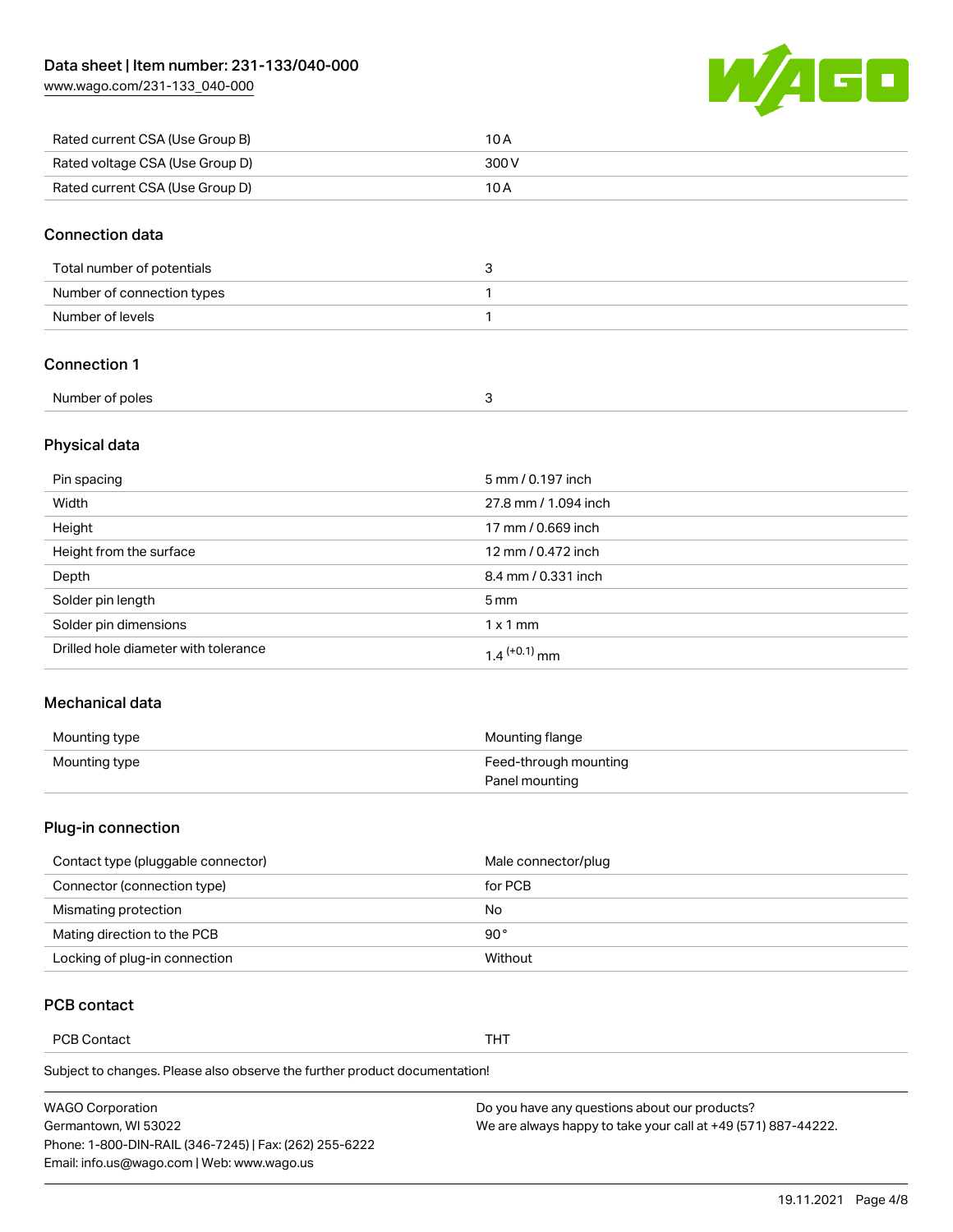| | |
|---|---|
| Rated current CSA (Use Group B) | 10 A |
| Rated voltage CSA (Use Group D) | 300 V |
| Rated current CSA (Use Group D) | 10 A |

## Connection data

| | |
|---|---|
| Total number of potentials | 3 |
| Number of connection types | 1 |
| Number of levels | 1 |

## Connection 1

| | |
|---|---|
| Number of poles | 3 |

## Physical data

| | |
|---|---|
| Pin spacing | 5 mm / 0.197 inch |
| Width | 27.8 mm / 1.094 inch |
| Height | 17 mm / 0.669 inch |
| Height from the surface | 12 mm / 0.472 inch |
| Depth | 8.4 mm / 0.331 inch |
| Solder pin length | 5 mm |
| Solder pin dimensions | 1 x 1 mm |
| Drilled hole diameter with tolerance | $1.4^{(+0.1)}$ mm |

## Mechanical data

| | |
|---|---|
| Mounting type | Mounting flange |
| Mounting type | Feed-through mounting<br>Panel mounting |

## Plug-in connection

| | |
|---|---|
| Contact type (pluggable connector) | Male connector/plug |
| Connector (connection type) | for PCB |
| Mismating protection | No |
| Mating direction to the PCB | 90° |
| Locking of plug-in connection | Without |

## PCB contact

| | |
|---|---|
| PCB Contact | THT |

Subject to changes. Please also observe the further product documentation!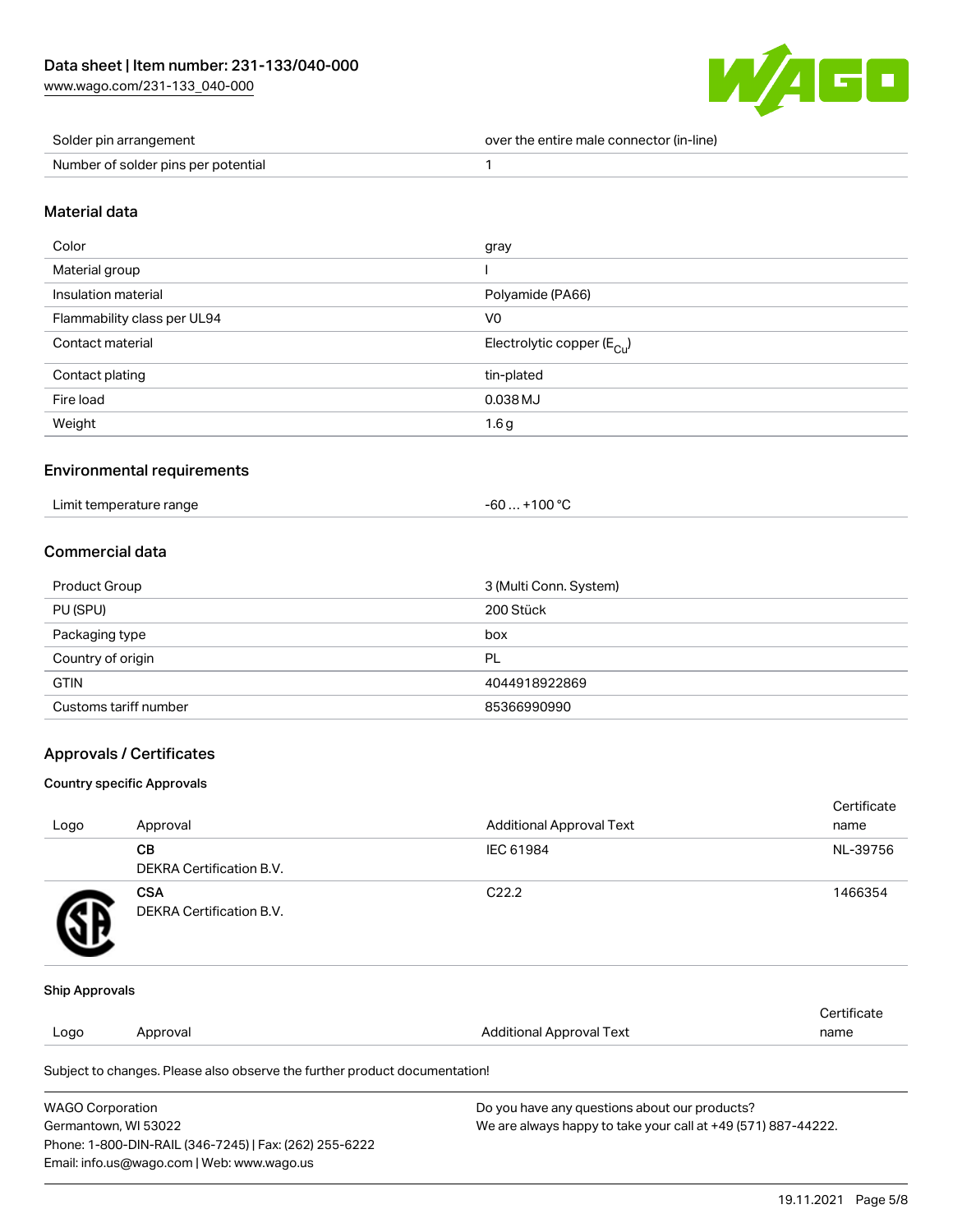| Solder pin arrangement | over the entire male connector (in-line) |
| --- | --- |
| Number of solder pins per potential | 1 |

## Material data

| Color | gray |
| --- | --- |
| Material group | I |
| Insulation material | Polyamide (PA66) |
| Flammability class per UL94 | V0 |
| Contact material | Electrolytic copper ($E_{Cu}$) |
| Contact plating | tin-plated |
| Fire load | 0.038 MJ |
| Weight | 1.6 g |

## Environmental requirements

| Limit temperature range | -60 … +100 °C |
| --- | --- |

## Commercial data

| Product Group | 3 (Multi Conn. System) |
| --- | --- |
| PU (SPU) | 200 Stück |
| Packaging type | box |
| Country of origin | PL |
| GTIN | 4044918922869 |
| Customs tariff number | 85366990990 |

## Approvals / Certificates

### Country specific Approvals

| Logo | Approval | Additional Approval Text | Certificate name |
| --- | --- | --- | --- |
| | **CB** DEKRA Certification B.V. | IEC 61984 | NL-39756 |
| | **CSA** DEKRA Certification B.V. | C22.2 | 1466354 |

### Ship Approvals

| Logo | Approval | Additional Approval Text | Certificate name |
| --- | --- | --- | --- |

Subject to changes. Please also observe the further product documentation!

WAGO Corporation
Germantown, WI 53022
Phone: 1-800-DIN-RAIL (346-7245) | Fax: (262) 255-6222
Email: info.us@wago.com | Web: www.wago.us

Do you have any questions about our products?
We are always happy to take your call at +49 (571) 887-44222.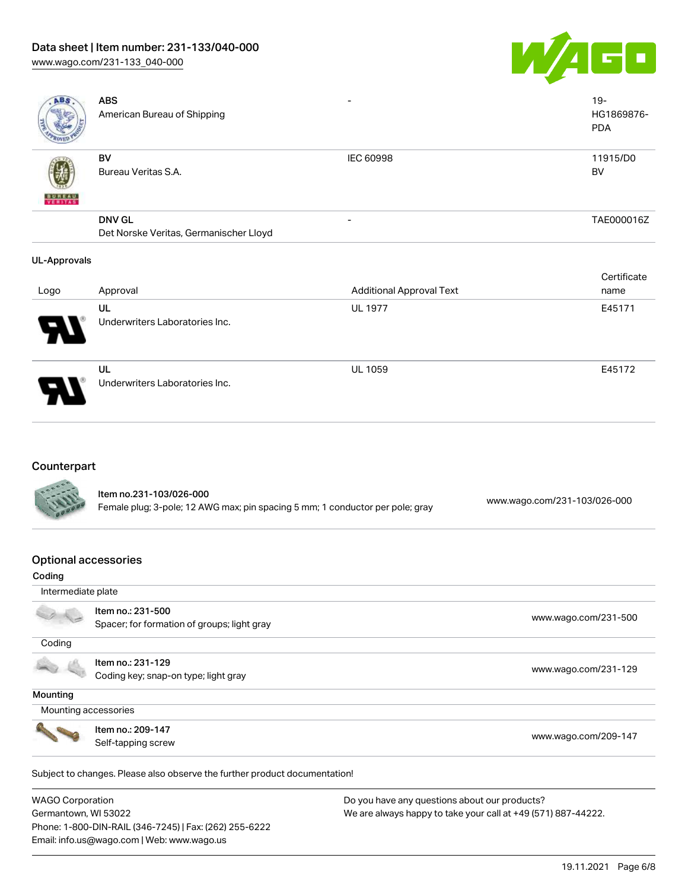| Logo | Approval | Additional Approval Text | Certificate name |
| --- | --- | --- | --- |
| | **ABS** American Bureau of Shipping | - | 19-HG1869876-PDA |
| | **BV** Bureau Veritas S.A. | IEC 60998 | 11915/D0 BV |
| | **DNV GL** Det Norske Veritas, Germanischer Lloyd | - | TAE000016Z |

**UL-Approvals**

| Logo | Approval | Additional Approval Text | Certificate name |
| --- | --- | --- | --- |
| | **UL** Underwriters Laboratories Inc. | UL 1977 | E45171 |
| | **UL** Underwriters Laboratories Inc. | UL 1059 | E45172 |

## Counterpart

| Item | Description | Link |
| --- | --- | --- |
| Item no.231-103/026-000 | Female plug; 3-pole; 12 AWG max; pin spacing 5 mm; 1 conductor per pole; gray | www.wago.com/231-103/026-000 |

## Optional accessories

**Coding**

Intermediate plate

| Item | Description | Link |
| --- | --- | --- |
| Item no.: 231-500 | Spacer; for formation of groups; light gray | www.wago.com/231-500 |

Coding

| Item | Description | Link |
| --- | --- | --- |
| Item no.: 231-129 | Coding key; snap-on type; light gray | www.wago.com/231-129 |

**Mounting**

Mounting accessories

| Item | Description | Link |
| --- | --- | --- |
| Item no.: 209-147 | Self-tapping screw | www.wago.com/209-147 |

Subject to changes. Please also observe the further product documentation!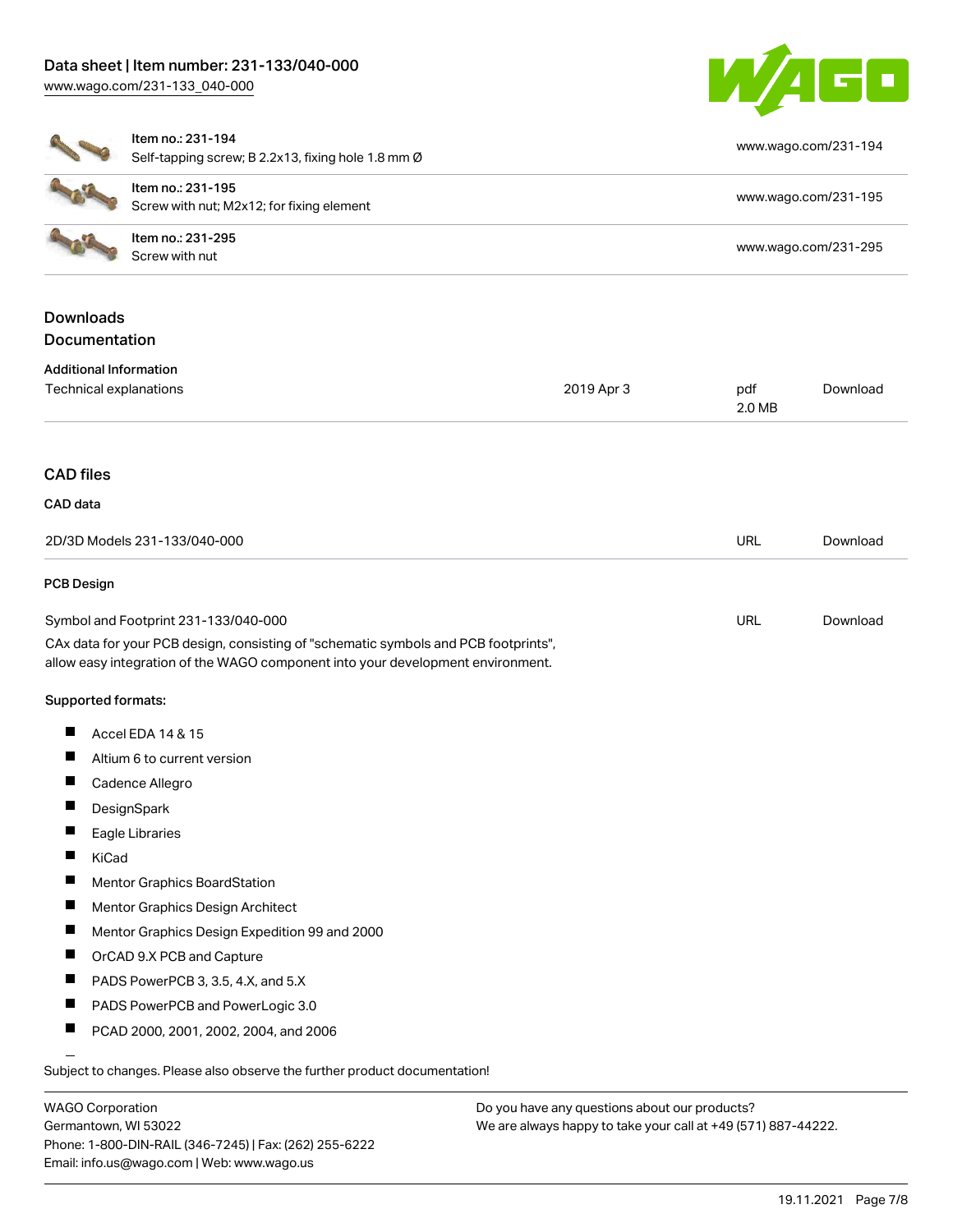| | | |
|---|---|---|
| | Item no.: 231-194<br>Self-tapping screw; B 2.2x13, fixing hole 1.8 mm Ø | www.wago.com/231-194 |
| | Item no.: 231-195<br>Screw with nut; M2x12; for fixing element | www.wago.com/231-195 |
| | Item no.: 231-295<br>Screw with nut | www.wago.com/231-295 |

## Downloads

### Documentation

**Additional Information**

| | | | |
|---|---|---|---|
| Technical explanations | 2019 Apr 3 | pdf<br>2.0 MB | Download |

### CAD files

**CAD data**

| | | |
|---|---|---|
| 2D/3D Models 231-133/040-000 | URL | Download |

**PCB Design**

| | | |
|---|---|---|
| Symbol and Footprint 231-133/040-000 | URL | Download |

CAx data for your PCB design, consisting of "schematic symbols and PCB footprints", allow easy integration of the WAGO component into your development environment.

**Supported formats:**

- Accel EDA 14 & 15
- Altium 6 to current version
- Cadence Allegro
- DesignSpark
- Eagle Libraries
- KiCad
- Mentor Graphics BoardStation
- Mentor Graphics Design Architect
- Mentor Graphics Design Expedition 99 and 2000
- OrCAD 9.X PCB and Capture
- PADS PowerPCB 3, 3.5, 4.X, and 5.X
- PADS PowerPCB and PowerLogic 3.0
- PCAD 2000, 2001, 2002, 2004, and 2006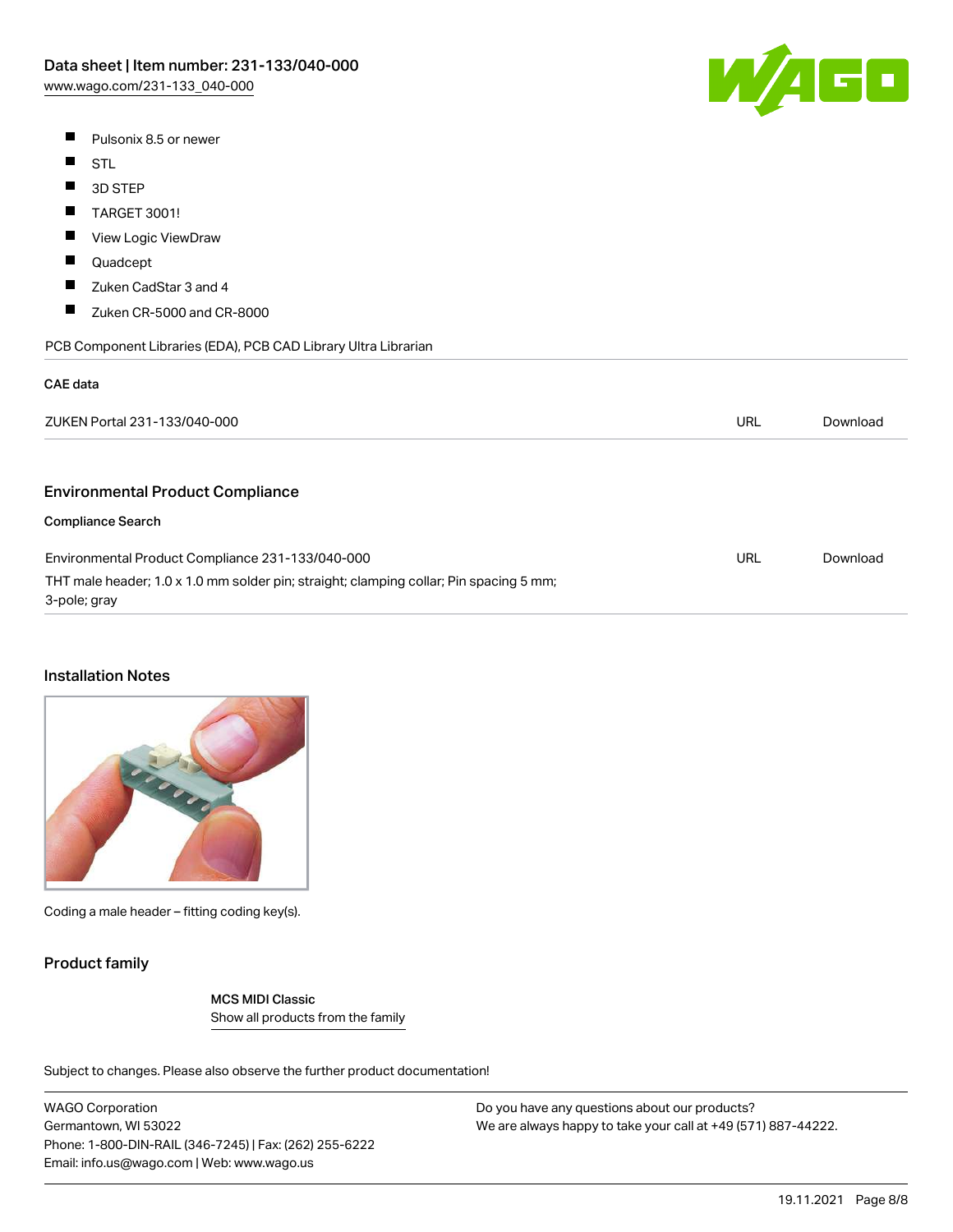- Pulsonix 8.5 or newer
- STL
- 3D STEP
- TARGET 3001!
- View Logic ViewDraw
- Quadcept
- Zuken CadStar 3 and 4
- Zuken CR-5000 and CR-8000

PCB Component Libraries (EDA), PCB CAD Library Ultra Librarian

**CAE data**

| | | |
|---|---|---|
| ZUKEN Portal 231-133/040-000 | URL | Download |

## Environmental Product Compliance

**Compliance Search**

| | | |
|---|---|---|
| Environmental Product Compliance 231-133/040-000<br>THT male header; 1.0 x 1.0 mm solder pin; straight; clamping collar; Pin spacing 5 mm; 3-pole; gray | URL | Download |

## Installation Notes

Coding a male header – fitting coding key(s).

## Product family

MCS MIDI Classic
Show all products from the family

Subject to changes. Please also observe the further product documentation!

WAGO Corporation
Germantown, WI 53022
Phone: 1-800-DIN-RAIL (346-7245) | Fax: (262) 255-6222
Email: info.us@wago.com | Web: www.wago.us

Do you have any questions about our products?
We are always happy to take your call at +49 (571) 887-44222.